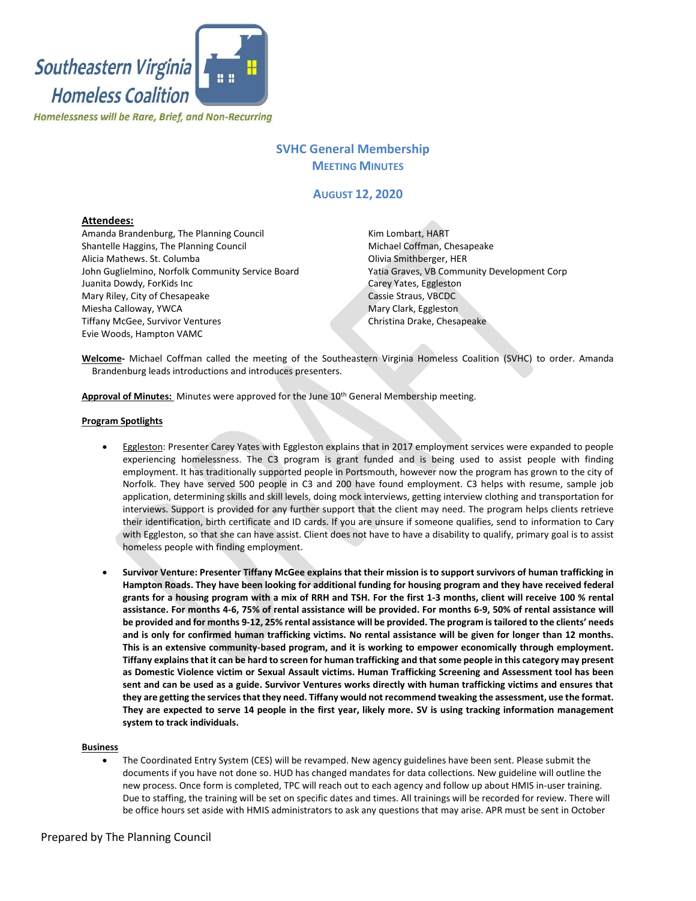Southeastern Virginia Homeless Coalition

*Homelessness will be Rare, Brief, and Non-Recurring*

# SVHC General Membership
## Meeting Minutes
### August 12, 2020

**Attendees:**

Amanda Brandenburg, The Planning Council
Shantelle Haggins, The Planning Council
Alicia Mathews. St. Columba
John Guglielmino, Norfolk Community Service Board
Juanita Dowdy, ForKids Inc
Mary Riley, City of Chesapeake
Miesha Calloway, YWCA
Tiffany McGee, Survivor Ventures
Evie Woods, Hampton VAMC
Kim Lombart, HART
Michael Coffman, Chesapeake
Olivia Smithberger, HER
Yatia Graves, VB Community Development Corp
Carey Yates, Eggleston
Cassie Straus, VBCDC
Mary Clark, Eggleston
Christina Drake, Chesapeake

**Welcome**- Michael Coffman called the meeting of the Southeastern Virginia Homeless Coalition (SVHC) to order. Amanda Brandenburg leads introductions and introduces presenters.

**Approval of Minutes:** Minutes were approved for the June 10th General Membership meeting.

**Program Spotlights**

- Eggleston: Presenter Carey Yates with Eggleston explains that in 2017 employment services were expanded to people experiencing homelessness. The C3 program is grant funded and is being used to assist people with finding employment. It has traditionally supported people in Portsmouth, however now the program has grown to the city of Norfolk. They have served 500 people in C3 and 200 have found employment. C3 helps with resume, sample job application, determining skills and skill levels, doing mock interviews, getting interview clothing and transportation for interviews. Support is provided for any further support that the client may need. The program helps clients retrieve their identification, birth certificate and ID cards. If you are unsure if someone qualifies, send to information to Cary with Eggleston, so that she can have assist. Client does not have to have a disability to qualify, primary goal is to assist homeless people with finding employment.

- **Survivor Venture: Presenter Tiffany McGee explains that their mission is to support survivors of human trafficking in Hampton Roads. They have been looking for additional funding for housing program and they have received federal grants for a housing program with a mix of RRH and TSH. For the first 1-3 months, client will receive 100 % rental assistance. For months 4-6, 75% of rental assistance will be provided. For months 6-9, 50% of rental assistance will be provided and for months 9-12, 25% rental assistance will be provided. The program is tailored to the clients' needs and is only for confirmed human trafficking victims. No rental assistance will be given for longer than 12 months. This is an extensive community-based program, and it is working to empower economically through employment. Tiffany explains that it can be hard to screen for human trafficking and that some people in this category may present as Domestic Violence victim or Sexual Assault victims. Human Trafficking Screening and Assessment tool has been sent and can be used as a guide. Survivor Ventures works directly with human trafficking victims and ensures that they are getting the services that they need. Tiffany would not recommend tweaking the assessment, use the format. They are expected to serve 14 people in the first year, likely more. SV is using tracking information management system to track individuals.**

**Business**

- The Coordinated Entry System (CES) will be revamped. New agency guidelines have been sent. Please submit the documents if you have not done so. HUD has changed mandates for data collections. New guideline will outline the new process. Once form is completed, TPC will reach out to each agency and follow up about HMIS in-user training. Due to staffing, the training will be set on specific dates and times. All trainings will be recorded for review. There will be office hours set aside with HMIS administrators to ask any questions that may arise. APR must be sent in October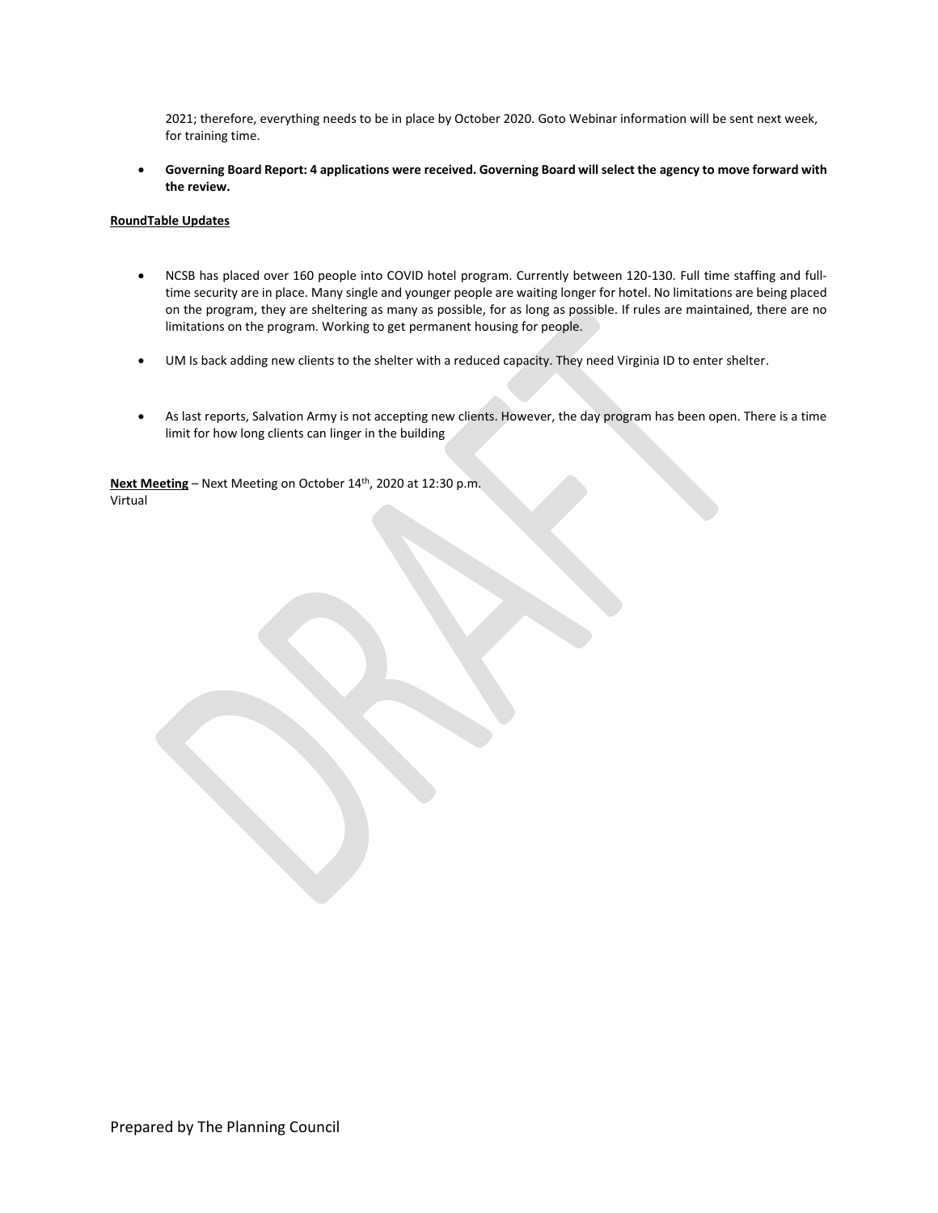2021; therefore, everything needs to be in place by October 2020. Goto Webinar information will be sent next week, for training time.

- **Governing Board Report: 4 applications were received. Governing Board will select the agency to move forward with the review.**

**RoundTable Updates**

- NCSB has placed over 160 people into COVID hotel program. Currently between 120-130. Full time staffing and full-time security are in place. Many single and younger people are waiting longer for hotel. No limitations are being placed on the program, they are sheltering as many as possible, for as long as possible. If rules are maintained, there are no limitations on the program. Working to get permanent housing for people.

- UM Is back adding new clients to the shelter with a reduced capacity. They need Virginia ID to enter shelter.

- As last reports, Salvation Army is not accepting new clients. However, the day program has been open. There is a time limit for how long clients can linger in the building

**Next Meeting** – Next Meeting on October 14th, 2020 at 12:30 p.m.
Virtual

Prepared by The Planning Council